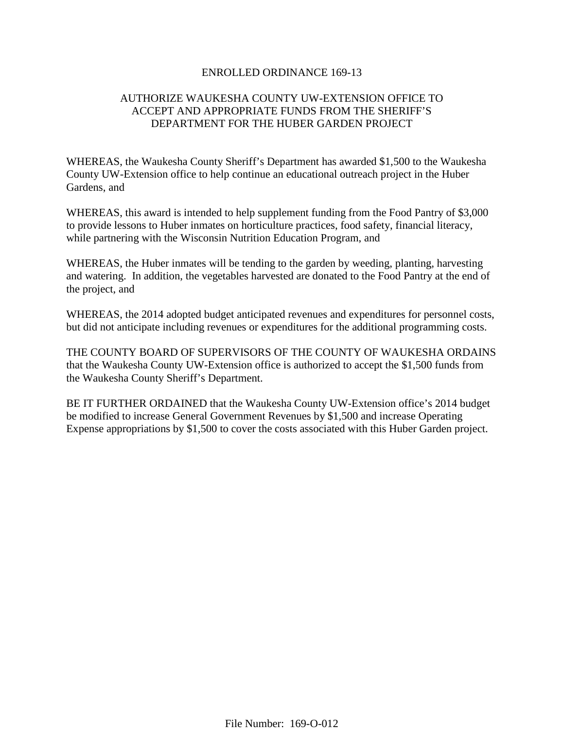# ENROLLED ORDINANCE 169-13

## AUTHORIZE WAUKESHA COUNTY UW-EXTENSION OFFICE TO ACCEPT AND APPROPRIATE FUNDS FROM THE SHERIFF'S DEPARTMENT FOR THE HUBER GARDEN PROJECT

WHEREAS, the Waukesha County Sheriff's Department has awarded $1,500 to the Waukesha County UW-Extension office to help continue an educational outreach project in the Huber Gardens, and

WHEREAS, this award is intended to help supplement funding from the Food Pantry of $3,000 to provide lessons to Huber inmates on horticulture practices, food safety, financial literacy, while partnering with the Wisconsin Nutrition Education Program, and

WHEREAS, the Huber inmates will be tending to the garden by weeding, planting, harvesting and watering. In addition, the vegetables harvested are donated to the Food Pantry at the end of the project, and

WHEREAS, the 2014 adopted budget anticipated revenues and expenditures for personnel costs, but did not anticipate including revenues or expenditures for the additional programming costs.

THE COUNTY BOARD OF SUPERVISORS OF THE COUNTY OF WAUKESHA ORDAINS that the Waukesha County UW-Extension office is authorized to accept the $1,500 funds from the Waukesha County Sheriff's Department.

BE IT FURTHER ORDAINED that the Waukesha County UW-Extension office's 2014 budget be modified to increase General Government Revenues by $1,500 and increase Operating Expense appropriations by $1,500 to cover the costs associated with this Huber Garden project.

File Number: 169-O-012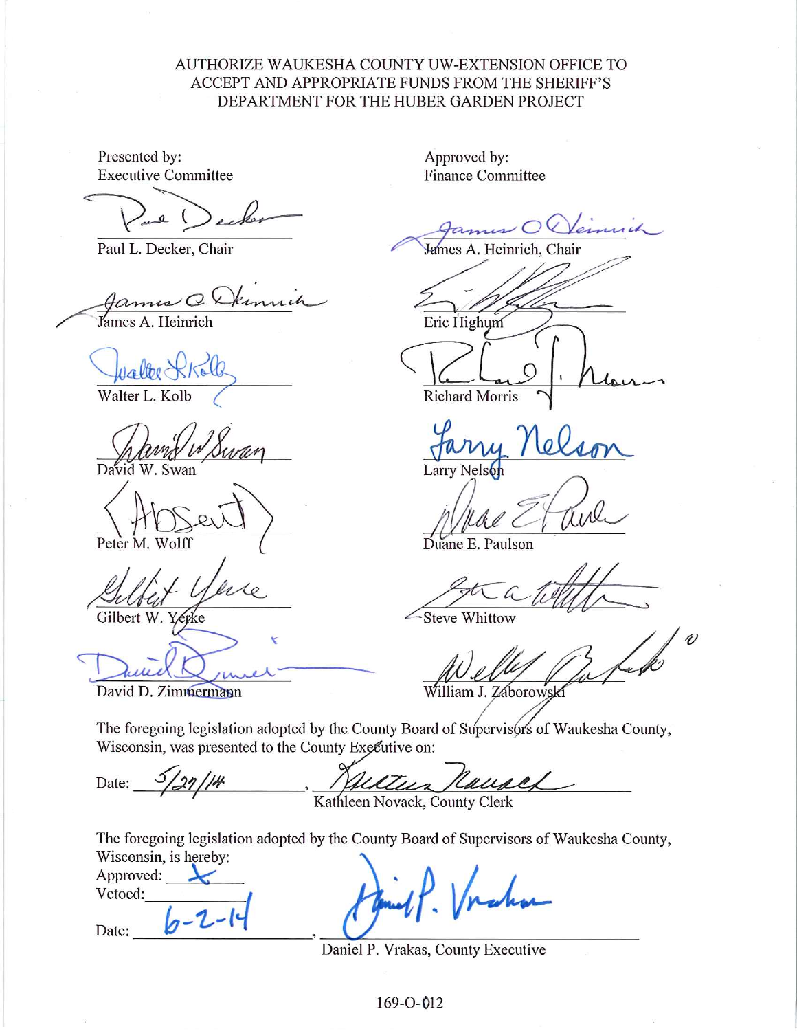AUTHORIZE WAUKESHA COUNTY UW-EXTENSION OFFICE TO ACCEPT AND APPROPRIATE FUNDS FROM THE SHERIFF'S DEPARTMENT FOR THE HUBER GARDEN PROJECT

| Presented by: Executive Committee | Approved by: Finance Committee |
|---|---|
| Paul L. Decker, Chair | James A. Heinrich, Chair |
| James A. Heinrich | Eric Highum |
| Walter L. Kolb | Richard Morris |
| David W. Swan | Larry Nelson |
| (Absent) Peter M. Wolff | Duane E. Paulson |
| Gilbert W. Yerke | Steve Whittow |
| David D. Zimmermann | William J. Zaborowski |

The foregoing legislation adopted by the County Board of Supervisors of Waukesha County, Wisconsin, was presented to the County Executive on:

Date: 5/29/14, Kathleen Novack, County Clerk

The foregoing legislation adopted by the County Board of Supervisors of Waukesha County, Wisconsin, is hereby:

Approved: X

Vetoed: \_\_\_\_\_\_\_\_

Date: 6-2-14, Daniel P. Vrakas, County Executive

169-O-012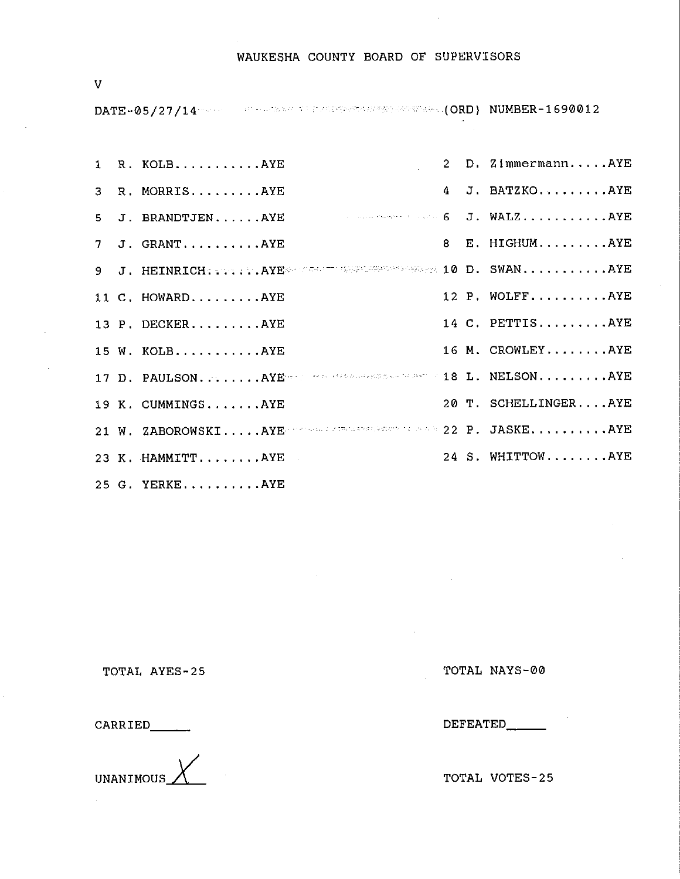WAUKESHA COUNTY BOARD OF SUPERVISORS

V

DATE-05/27/14 (ORD) NUMBER-1690012

1 R. KOLB..........AYE

2 D. Zimmermann.....AYE

3 R. MORRIS.........AYE

4 J. BATZKO.........AYE

5 J. BRANDTJEN......AYE

6 J. WALZ...........AYE

7 J. GRANT..........AYE

8 E. HIGHUM.........AYE

9 J. HEINRICH.......AYE

10 D. SWAN...........AYE

11 C. HOWARD.........AYE

12 P. WOLFF..........AYE

13 P. DECKER.........AYE

14 C. PETTIS.........AYE

15 W. KOLB...........AYE

16 M. CROWLEY........AYE

17 D. PAULSON........AYE

18 L. NELSON.........AYE

19 K. CUMMINGS.......AYE

20 T. SCHELLINGER....AYE

21 W. ZABOROWSKI.....AYE

22 P. JASKE..........AYE

23 K. HAMMITT........AYE

24 S. WHITTOW........AYE

25 G. YERKE..........AYE

TOTAL AYES-25

TOTAL NAYS-00

CARRIED_____

DEFEATED_____

UNANIMOUS X

TOTAL VOTES-25